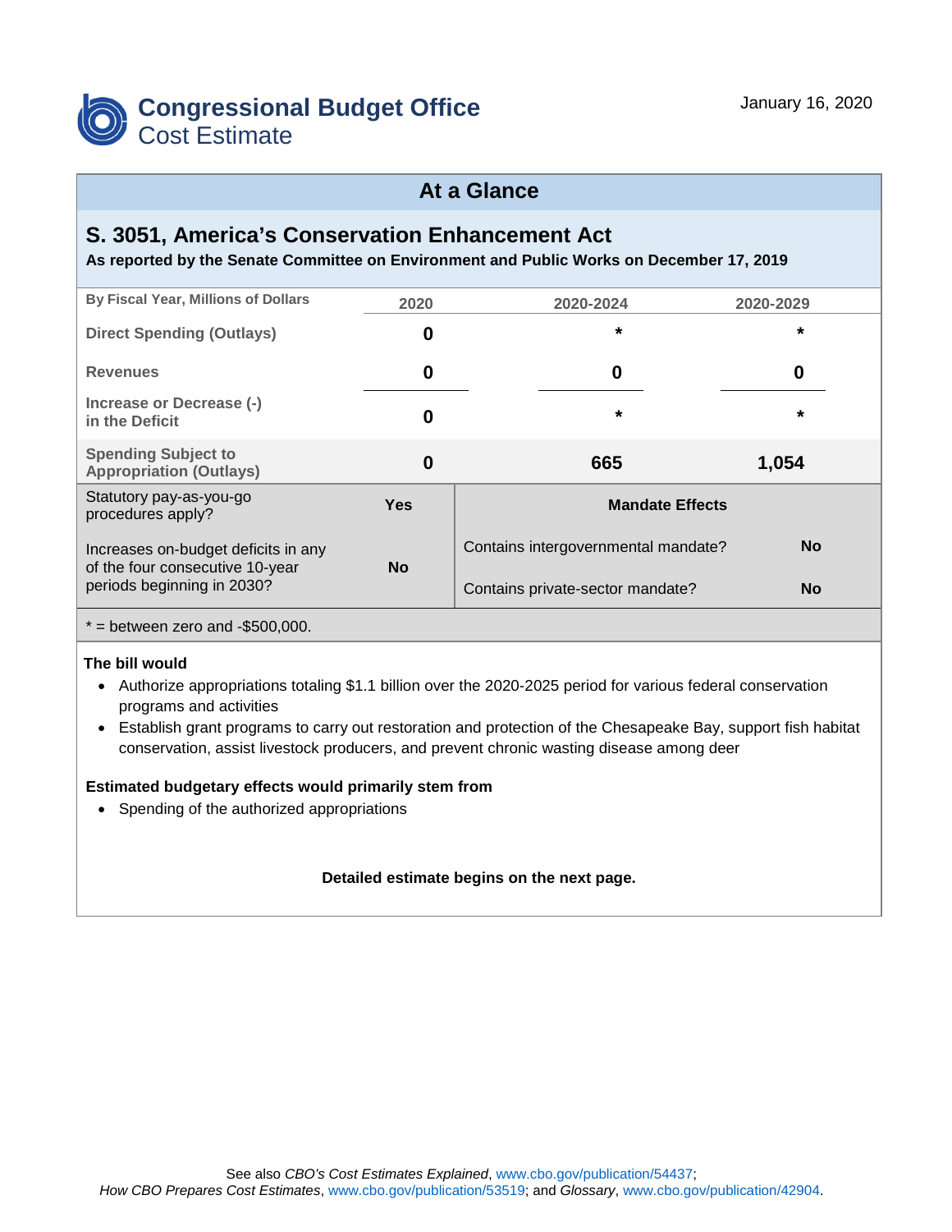# Congressional Budget Office
## Cost Estimate

January 16, 2020

## At a Glance

### S. 3051, America's Conservation Enhancement Act

**As reported by the Senate Committee on Environment and Public Works on December 17, 2019**

| By Fiscal Year, Millions of Dollars | 2020 | 2020-2024 | 2020-2029 |
|---|---|---|---|
| Direct Spending (Outlays) | 0 | * | * |
| Revenues | 0 | 0 | 0 |
| Increase or Decrease (-) in the Deficit | 0 | * | * |
| Spending Subject to Appropriation (Outlays) | 0 | 665 | 1,054 |

| | | | |
|---|---|---|---|
| Statutory pay-as-you-go procedures apply? | **Yes** | **Mandate Effects** | |
| Increases on-budget deficits in any of the four consecutive 10-year periods beginning in 2030? | **No** | Contains intergovernmental mandate? | **No** |
| | | Contains private-sector mandate? | **No** |

* = between zero and -$500,000.

**The bill would**

- Authorize appropriations totaling $1.1 billion over the 2020-2025 period for various federal conservation programs and activities
- Establish grant programs to carry out restoration and protection of the Chesapeake Bay, support fish habitat conservation, assist livestock producers, and prevent chronic wasting disease among deer

**Estimated budgetary effects would primarily stem from**

- Spending of the authorized appropriations

**Detailed estimate begins on the next page.**

See also *CBO's Cost Estimates Explained*, www.cbo.gov/publication/54437; *How CBO Prepares Cost Estimates*, www.cbo.gov/publication/53519; and *Glossary*, www.cbo.gov/publication/42904.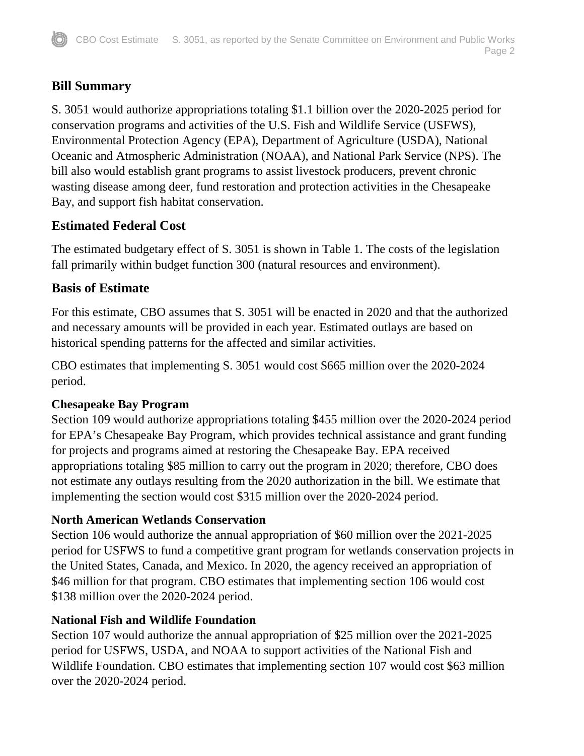## Bill Summary

S. 3051 would authorize appropriations totaling $1.1 billion over the 2020-2025 period for conservation programs and activities of the U.S. Fish and Wildlife Service (USFWS), Environmental Protection Agency (EPA), Department of Agriculture (USDA), National Oceanic and Atmospheric Administration (NOAA), and National Park Service (NPS). The bill also would establish grant programs to assist livestock producers, prevent chronic wasting disease among deer, fund restoration and protection activities in the Chesapeake Bay, and support fish habitat conservation.

## Estimated Federal Cost

The estimated budgetary effect of S. 3051 is shown in Table 1. The costs of the legislation fall primarily within budget function 300 (natural resources and environment).

## Basis of Estimate

For this estimate, CBO assumes that S. 3051 will be enacted in 2020 and that the authorized and necessary amounts will be provided in each year. Estimated outlays are based on historical spending patterns for the affected and similar activities.

CBO estimates that implementing S. 3051 would cost $665 million over the 2020-2024 period.

**Chesapeake Bay Program**
Section 109 would authorize appropriations totaling $455 million over the 2020-2024 period for EPA's Chesapeake Bay Program, which provides technical assistance and grant funding for projects and programs aimed at restoring the Chesapeake Bay. EPA received appropriations totaling $85 million to carry out the program in 2020; therefore, CBO does not estimate any outlays resulting from the 2020 authorization in the bill. We estimate that implementing the section would cost $315 million over the 2020-2024 period.

**North American Wetlands Conservation**
Section 106 would authorize the annual appropriation of $60 million over the 2021-2025 period for USFWS to fund a competitive grant program for wetlands conservation projects in the United States, Canada, and Mexico. In 2020, the agency received an appropriation of $46 million for that program. CBO estimates that implementing section 106 would cost $138 million over the 2020-2024 period.

**National Fish and Wildlife Foundation**
Section 107 would authorize the annual appropriation of $25 million over the 2021-2025 period for USFWS, USDA, and NOAA to support activities of the National Fish and Wildlife Foundation. CBO estimates that implementing section 107 would cost $63 million over the 2020-2024 period.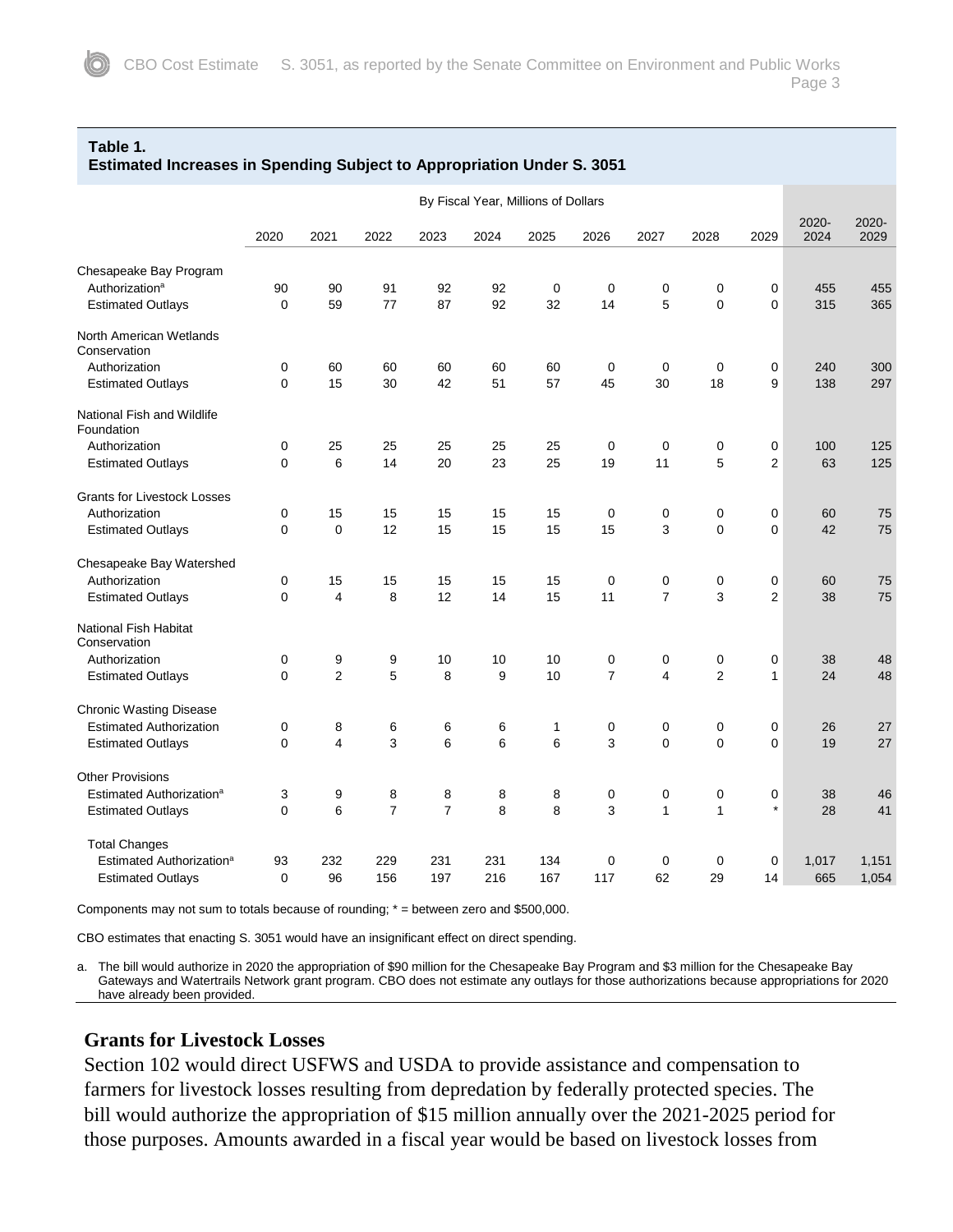**Table 1.**
**Estimated Increases in Spending Subject to Appropriation Under S. 3051**

| | By Fiscal Year, Millions of Dollars | | | | | | | | | | | |
|---|---|---|---|---|---|---|---|---|---|---|---|---|
| | 2020 | 2021 | 2022 | 2023 | 2024 | 2025 | 2026 | 2027 | 2028 | 2029 | 2020-2024 | 2020-2029 |
| **Chesapeake Bay Program** | | | | | | | | | | | | |
| Authorization[a] | 90 | 90 | 91 | 92 | 92 | 0 | 0 | 0 | 0 | 0 | 455 | 455 |
| Estimated Outlays | 0 | 59 | 77 | 87 | 92 | 32 | 14 | 5 | 0 | 0 | 315 | 365 |
| **North American Wetlands Conservation** | | | | | | | | | | | | |
| Authorization | 0 | 60 | 60 | 60 | 60 | 60 | 0 | 0 | 0 | 0 | 240 | 300 |
| Estimated Outlays | 0 | 15 | 30 | 42 | 51 | 57 | 45 | 30 | 18 | 9 | 138 | 297 |
| **National Fish and Wildlife Foundation** | | | | | | | | | | | | |
| Authorization | 0 | 25 | 25 | 25 | 25 | 25 | 0 | 0 | 0 | 0 | 100 | 125 |
| Estimated Outlays | 0 | 6 | 14 | 20 | 23 | 25 | 19 | 11 | 5 | 2 | 63 | 125 |
| **Grants for Livestock Losses** | | | | | | | | | | | | |
| Authorization | 0 | 15 | 15 | 15 | 15 | 15 | 0 | 0 | 0 | 0 | 60 | 75 |
| Estimated Outlays | 0 | 0 | 12 | 15 | 15 | 15 | 15 | 3 | 0 | 0 | 42 | 75 |
| **Chesapeake Bay Watershed** | | | | | | | | | | | | |
| Authorization | 0 | 15 | 15 | 15 | 15 | 15 | 0 | 0 | 0 | 0 | 60 | 75 |
| Estimated Outlays | 0 | 4 | 8 | 12 | 14 | 15 | 11 | 7 | 3 | 2 | 38 | 75 |
| **National Fish Habitat Conservation** | | | | | | | | | | | | |
| Authorization | 0 | 9 | 9 | 10 | 10 | 10 | 0 | 0 | 0 | 0 | 38 | 48 |
| Estimated Outlays | 0 | 2 | 5 | 8 | 9 | 10 | 7 | 4 | 2 | 1 | 24 | 48 |
| **Chronic Wasting Disease** | | | | | | | | | | | | |
| Estimated Authorization | 0 | 8 | 6 | 6 | 6 | 1 | 0 | 0 | 0 | 0 | 26 | 27 |
| Estimated Outlays | 0 | 4 | 3 | 6 | 6 | 6 | 3 | 0 | 0 | 0 | 19 | 27 |
| **Other Provisions** | | | | | | | | | | | | |
| Estimated Authorization[a] | 3 | 9 | 8 | 8 | 8 | 8 | 0 | 0 | 0 | 0 | 38 | 46 |
| Estimated Outlays | 0 | 6 | 7 | 7 | 8 | 8 | 3 | 1 | 1 | * | 28 | 41 |
| **Total Changes** | | | | | | | | | | | | |
| Estimated Authorization[a] | 93 | 232 | 229 | 231 | 231 | 134 | 0 | 0 | 0 | 0 | 1,017 | 1,151 |
| Estimated Outlays | 0 | 96 | 156 | 197 | 216 | 167 | 117 | 62 | 29 | 14 | 665 | 1,054 |

Components may not sum to totals because of rounding; * = between zero and $500,000.

CBO estimates that enacting S. 3051 would have an insignificant effect on direct spending.

a. The bill would authorize in 2020 the appropriation of $90 million for the Chesapeake Bay Program and $3 million for the Chesapeake Bay Gateways and Watertrails Network grant program. CBO does not estimate any outlays for those authorizations because appropriations for 2020 have already been provided.

### Grants for Livestock Losses

Section 102 would direct USFWS and USDA to provide assistance and compensation to farmers for livestock losses resulting from depredation by federally protected species. The bill would authorize the appropriation of $15 million annually over the 2021-2025 period for those purposes. Amounts awarded in a fiscal year would be based on livestock losses from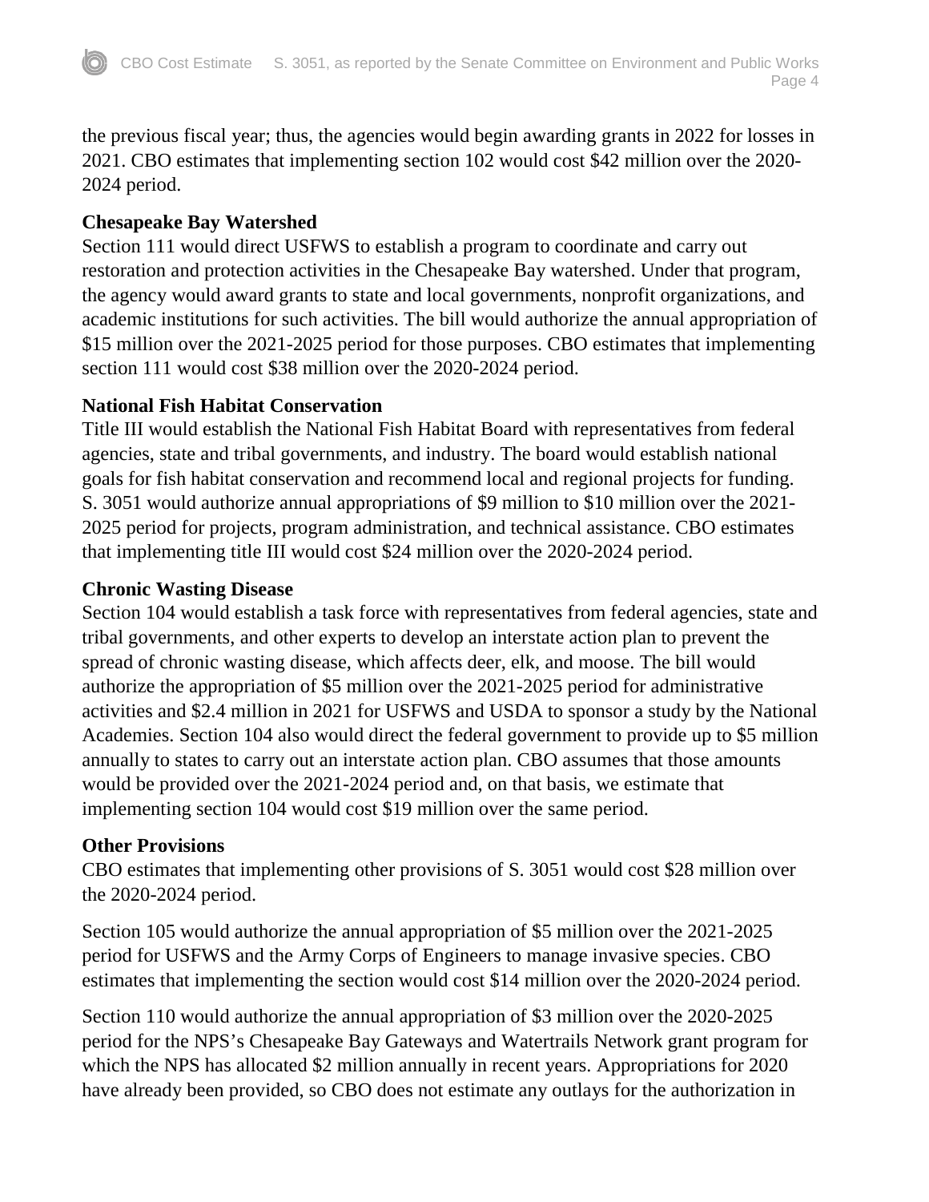the previous fiscal year; thus, the agencies would begin awarding grants in 2022 for losses in 2021. CBO estimates that implementing section 102 would cost $42 million over the 2020-2024 period.

**Chesapeake Bay Watershed**

Section 111 would direct USFWS to establish a program to coordinate and carry out restoration and protection activities in the Chesapeake Bay watershed. Under that program, the agency would award grants to state and local governments, nonprofit organizations, and academic institutions for such activities. The bill would authorize the annual appropriation of $15 million over the 2021-2025 period for those purposes. CBO estimates that implementing section 111 would cost $38 million over the 2020-2024 period.

**National Fish Habitat Conservation**

Title III would establish the National Fish Habitat Board with representatives from federal agencies, state and tribal governments, and industry. The board would establish national goals for fish habitat conservation and recommend local and regional projects for funding. S. 3051 would authorize annual appropriations of $9 million to $10 million over the 2021-2025 period for projects, program administration, and technical assistance. CBO estimates that implementing title III would cost $24 million over the 2020-2024 period.

**Chronic Wasting Disease**

Section 104 would establish a task force with representatives from federal agencies, state and tribal governments, and other experts to develop an interstate action plan to prevent the spread of chronic wasting disease, which affects deer, elk, and moose. The bill would authorize the appropriation of $5 million over the 2021-2025 period for administrative activities and $2.4 million in 2021 for USFWS and USDA to sponsor a study by the National Academies. Section 104 also would direct the federal government to provide up to $5 million annually to states to carry out an interstate action plan. CBO assumes that those amounts would be provided over the 2021-2024 period and, on that basis, we estimate that implementing section 104 would cost $19 million over the same period.

**Other Provisions**

CBO estimates that implementing other provisions of S. 3051 would cost $28 million over the 2020-2024 period.

Section 105 would authorize the annual appropriation of $5 million over the 2021-2025 period for USFWS and the Army Corps of Engineers to manage invasive species. CBO estimates that implementing the section would cost $14 million over the 2020-2024 period.

Section 110 would authorize the annual appropriation of $3 million over the 2020-2025 period for the NPS's Chesapeake Bay Gateways and Watertrails Network grant program for which the NPS has allocated $2 million annually in recent years. Appropriations for 2020 have already been provided, so CBO does not estimate any outlays for the authorization in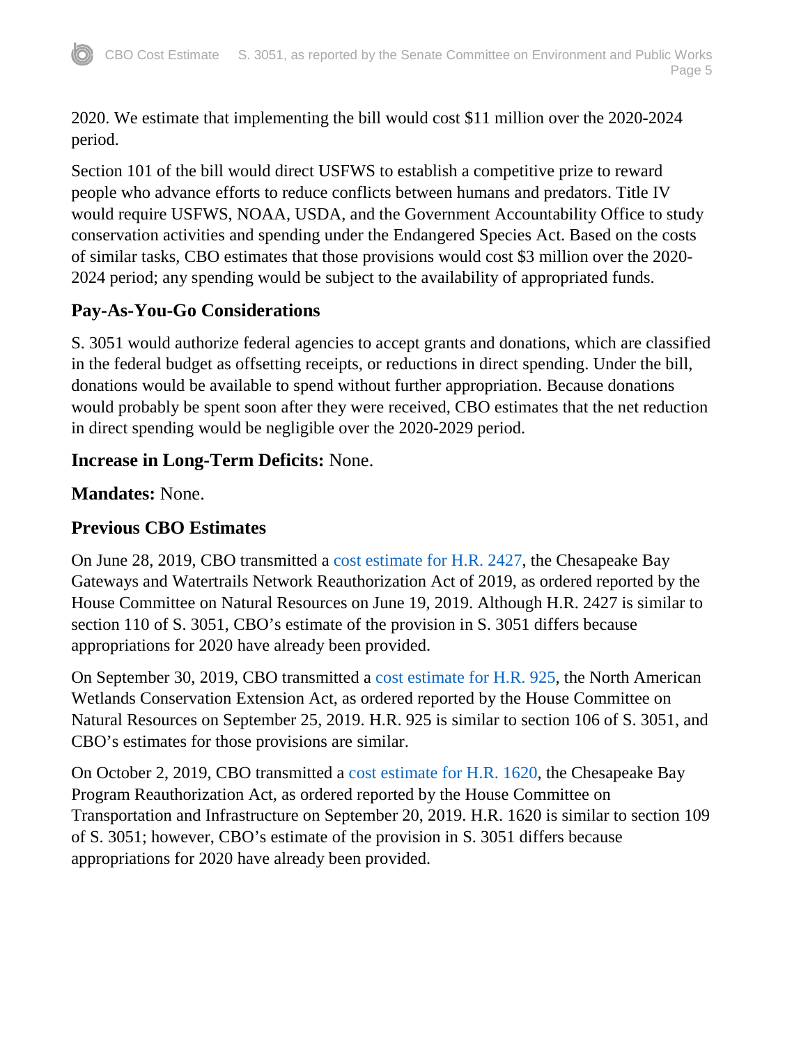2020. We estimate that implementing the bill would cost $11 million over the 2020-2024 period.

Section 101 of the bill would direct USFWS to establish a competitive prize to reward people who advance efforts to reduce conflicts between humans and predators. Title IV would require USFWS, NOAA, USDA, and the Government Accountability Office to study conservation activities and spending under the Endangered Species Act. Based on the costs of similar tasks, CBO estimates that those provisions would cost $3 million over the 2020-2024 period; any spending would be subject to the availability of appropriated funds.

## Pay-As-You-Go Considerations

S. 3051 would authorize federal agencies to accept grants and donations, which are classified in the federal budget as offsetting receipts, or reductions in direct spending. Under the bill, donations would be available to spend without further appropriation. Because donations would probably be spent soon after they were received, CBO estimates that the net reduction in direct spending would be negligible over the 2020-2029 period.

**Increase in Long-Term Deficits:** None.

**Mandates:** None.

## Previous CBO Estimates

On June 28, 2019, CBO transmitted a cost estimate for H.R. 2427, the Chesapeake Bay Gateways and Watertrails Network Reauthorization Act of 2019, as ordered reported by the House Committee on Natural Resources on June 19, 2019. Although H.R. 2427 is similar to section 110 of S. 3051, CBO's estimate of the provision in S. 3051 differs because appropriations for 2020 have already been provided.

On September 30, 2019, CBO transmitted a cost estimate for H.R. 925, the North American Wetlands Conservation Extension Act, as ordered reported by the House Committee on Natural Resources on September 25, 2019. H.R. 925 is similar to section 106 of S. 3051, and CBO's estimates for those provisions are similar.

On October 2, 2019, CBO transmitted a cost estimate for H.R. 1620, the Chesapeake Bay Program Reauthorization Act, as ordered reported by the House Committee on Transportation and Infrastructure on September 20, 2019. H.R. 1620 is similar to section 109 of S. 3051; however, CBO's estimate of the provision in S. 3051 differs because appropriations for 2020 have already been provided.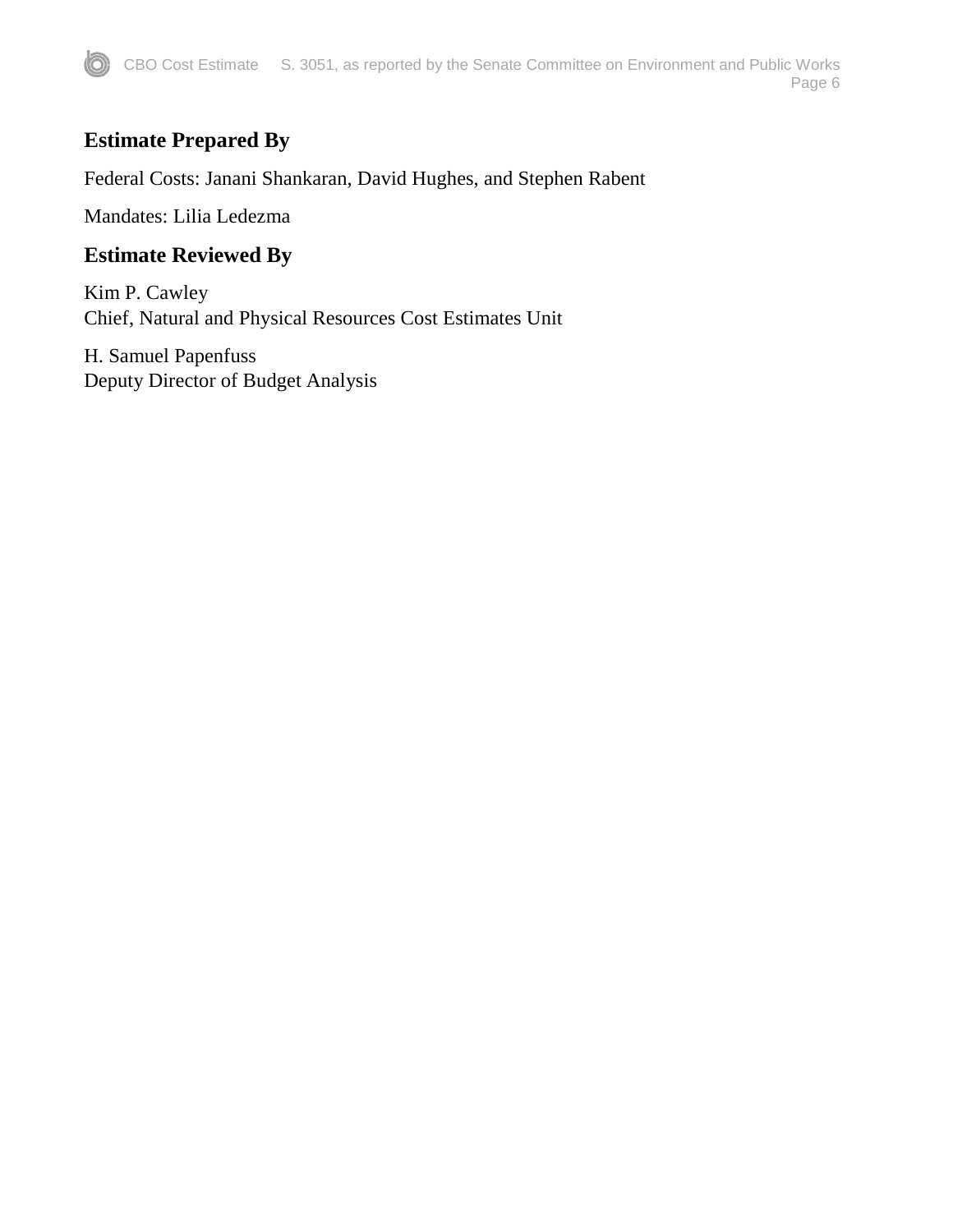## Estimate Prepared By

Federal Costs: Janani Shankaran, David Hughes, and Stephen Rabent

Mandates: Lilia Ledezma

## Estimate Reviewed By

Kim P. Cawley
Chief, Natural and Physical Resources Cost Estimates Unit

H. Samuel Papenfuss
Deputy Director of Budget Analysis